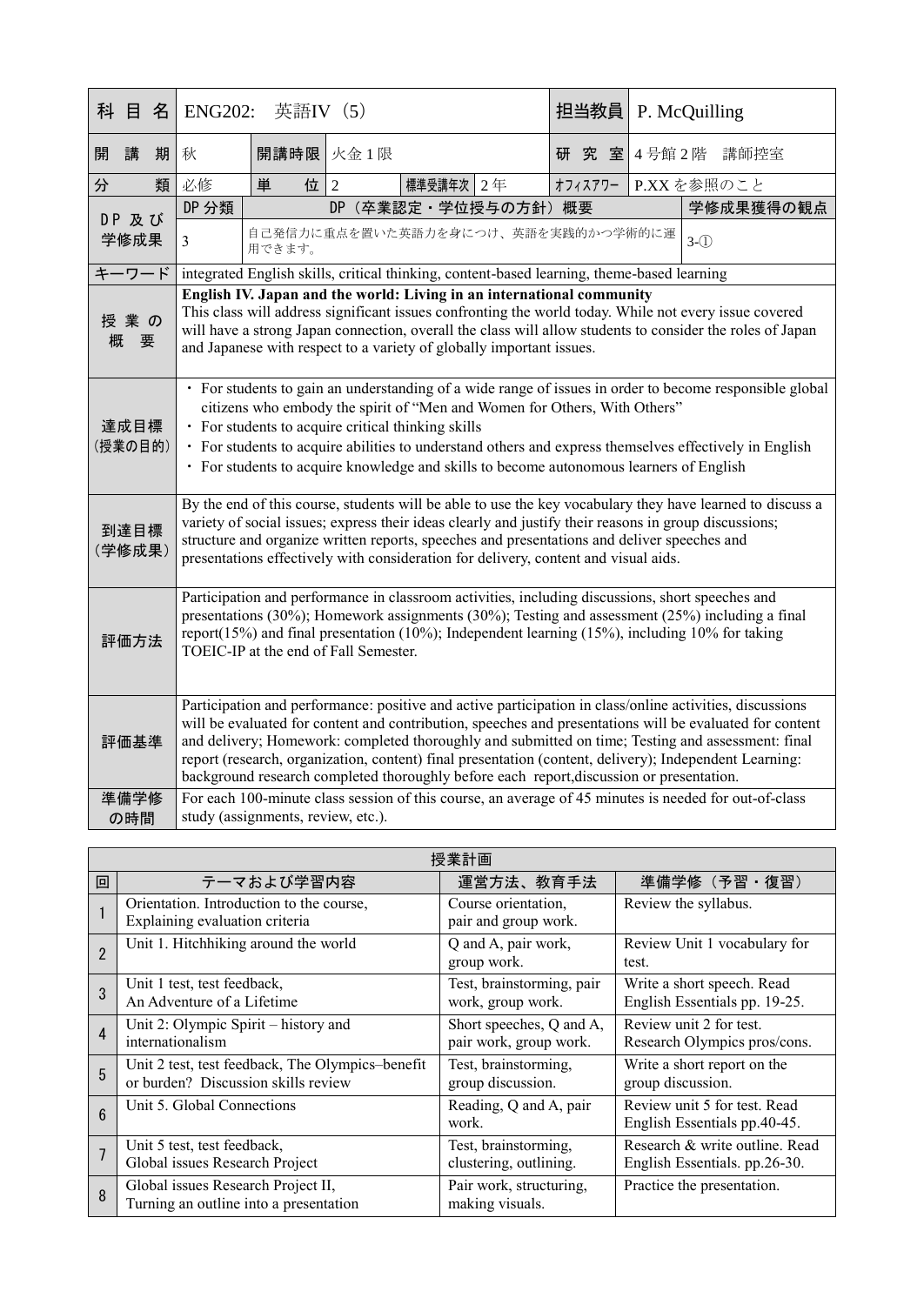| 科目名 | ENG202: 英語IV（5） | | | | | 担当教員 | P. McQuilling | |
|---|---|---|---|---|---|---|---|---|
| 開講期 | 秋 | 開講時限 | 火金1限 | | | 研究室 | 4号館2階　講師控室 | |
| 分類 | 必修 | 単位 | 2 | 標準受講年次 | 2年 | ｵﾌｨｽｱﾜｰ | P.XX を参照のこと | |
| DP及び学修成果 | DP分類 | DP（卒業認定・学位授与の方針）概要 | | | | | | 学修成果獲得の観点 |
| | 3 | 自己発信力に重点を置いた英語力を身につけ、英語を実践的かつ学術的に運用できます。 | | | | | | 3-① |
| キーワード | integrated English skills, critical thinking, content-based learning, theme-based learning | | | | | | | |
| 授業の概要 | **English IV. Japan and the world: Living in an international community**<br>This class will address significant issues confronting the world today. While not every issue covered will have a strong Japan connection, overall the class will allow students to consider the roles of Japan and Japanese with respect to a variety of globally important issues. | | | | | | | |
| 達成目標（授業の目的） | ・For students to gain an understanding of a wide range of issues in order to become responsible global citizens who embody the spirit of "Men and Women for Others, With Others"<br>・For students to acquire critical thinking skills<br>・For students to acquire abilities to understand others and express themselves effectively in English<br>・For students to acquire knowledge and skills to become autonomous learners of English | | | | | | | |
| 到達目標（学修成果） | By the end of this course, students will be able to use the key vocabulary they have learned to discuss a variety of social issues; express their ideas clearly and justify their reasons in group discussions; structure and organize written reports, speeches and presentations and deliver speeches and presentations effectively with consideration for delivery, content and visual aids. | | | | | | | |
| 評価方法 | Participation and performance in classroom activities, including discussions, short speeches and presentations (30%); Homework assignments (30%); Testing and assessment (25%) including a final report(15%) and final presentation (10%); Independent learning (15%), including 10% for taking TOEIC-IP at the end of Fall Semester. | | | | | | | |
| 評価基準 | Participation and performance: positive and active participation in class/online activities, discussions will be evaluated for content and contribution, speeches and presentations will be evaluated for content and delivery; Homework: completed thoroughly and submitted on time; Testing and assessment: final report (research, organization, content) final presentation (content, delivery); Independent Learning: background research completed thoroughly before each report,discussion or presentation. | | | | | | | |
| 準備学修の時間 | For each 100-minute class session of this course, an average of 45 minutes is needed for out-of-class study (assignments, review, etc.). | | | | | | | |

**授業計画**

| 回 | テーマおよび学習内容 | 運営方法、教育手法 | 準備学修（予習・復習） |
|---|---|---|---|
| 1 | Orientation. Introduction to the course, Explaining evaluation criteria | Course orientation, pair and group work. | Review the syllabus. |
| 2 | Unit 1. Hitchhiking around the world | Q and A, pair work, group work. | Review Unit 1 vocabulary for test. |
| 3 | Unit 1 test, test feedback, An Adventure of a Lifetime | Test, brainstorming, pair work, group work. | Write a short speech. Read English Essentials pp. 19-25. |
| 4 | Unit 2: Olympic Spirit – history and internationalism | Short speeches, Q and A, pair work, group work. | Review unit 2 for test. Research Olympics pros/cons. |
| 5 | Unit 2 test, test feedback, The Olympics–benefit or burden? Discussion skills review | Test, brainstorming, group discussion. | Write a short report on the group discussion. |
| 6 | Unit 5. Global Connections | Reading, Q and A, pair work. | Review unit 5 for test. Read English Essentials pp.40-45. |
| 7 | Unit 5 test, test feedback, Global issues Research Project | Test, brainstorming, clustering, outlining. | Research & write outline. Read English Essentials. pp.26-30. |
| 8 | Global issues Research Project II, Turning an outline into a presentation | Pair work, structuring, making visuals. | Practice the presentation. |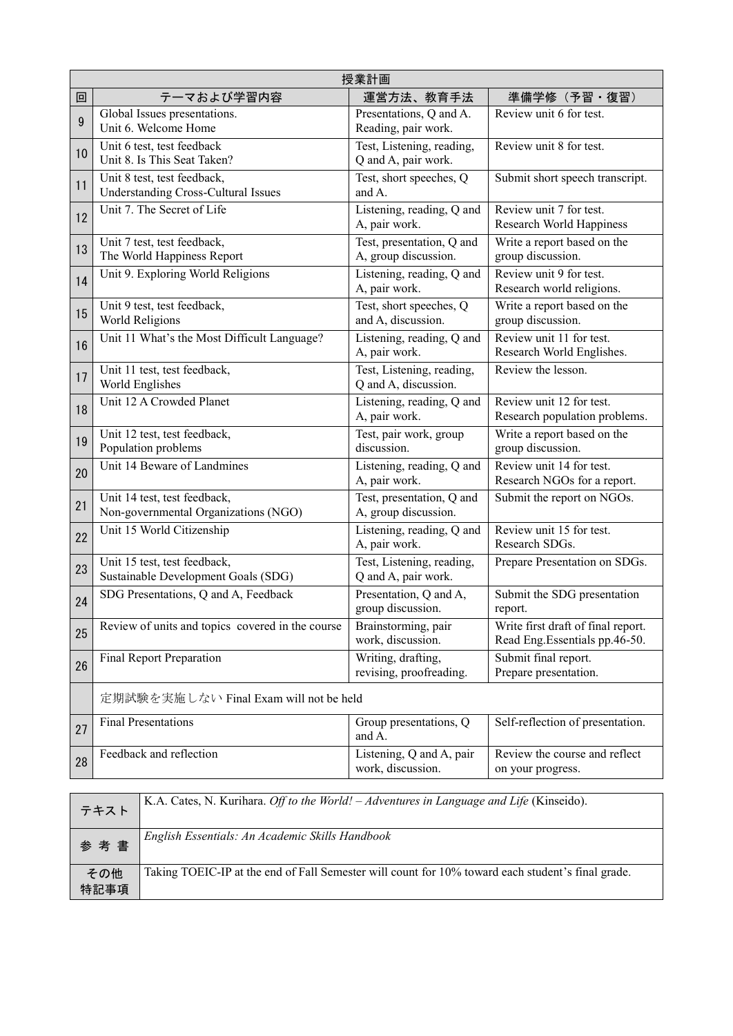| 授業計画 | | | |
|---|---|---|---|
| 回 | テーマおよび学習内容 | 運営方法、教育手法 | 準備学修（予習・復習） |
| 9 | Global Issues presentations.<br>Unit 6. Welcome Home | Presentations, Q and A.<br>Reading, pair work. | Review unit 6 for test. |
| 10 | Unit 6 test, test feedback<br>Unit 8. Is This Seat Taken? | Test, Listening, reading, Q and A, pair work. | Review unit 8 for test. |
| 11 | Unit 8 test, test feedback,<br>Understanding Cross-Cultural Issues | Test, short speeches, Q and A. | Submit short speech transcript. |
| 12 | Unit 7. The Secret of Life | Listening, reading, Q and A, pair work. | Review unit 7 for test.<br>Research World Happiness |
| 13 | Unit 7 test, test feedback,<br>The World Happiness Report | Test, presentation, Q and A, group discussion. | Write a report based on the group discussion. |
| 14 | Unit 9. Exploring World Religions | Listening, reading, Q and A, pair work. | Review unit 9 for test.<br>Research world religions. |
| 15 | Unit 9 test, test feedback,<br>World Religions | Test, short speeches, Q and A, discussion. | Write a report based on the group discussion. |
| 16 | Unit 11 What's the Most Difficult Language? | Listening, reading, Q and A, pair work. | Review unit 11 for test.<br>Research World Englishes. |
| 17 | Unit 11 test, test feedback,<br>World Englishes | Test, Listening, reading, Q and A, discussion. | Review the lesson. |
| 18 | Unit 12 A Crowded Planet | Listening, reading, Q and A, pair work. | Review unit 12 for test.<br>Research population problems. |
| 19 | Unit 12 test, test feedback,<br>Population problems | Test, pair work, group discussion. | Write a report based on the group discussion. |
| 20 | Unit 14 Beware of Landmines | Listening, reading, Q and A, pair work. | Review unit 14 for test.<br>Research NGOs for a report. |
| 21 | Unit 14 test, test feedback,<br>Non-governmental Organizations (NGO) | Test, presentation, Q and A, group discussion. | Submit the report on NGOs. |
| 22 | Unit 15 World Citizenship | Listening, reading, Q and A, pair work. | Review unit 15 for test.<br>Research SDGs. |
| 23 | Unit 15 test, test feedback,<br>Sustainable Development Goals (SDG) | Test, Listening, reading, Q and A, pair work. | Prepare Presentation on SDGs. |
| 24 | SDG Presentations, Q and A, Feedback | Presentation, Q and A, group discussion. | Submit the SDG presentation report. |
| 25 | Review of units and topics covered in the course | Brainstorming, pair work, discussion. | Write first draft of final report.<br>Read Eng.Essentials pp.46-50. |
| 26 | Final Report Preparation | Writing, drafting, revising, proofreading. | Submit final report.<br>Prepare presentation. |
| | 定期試験を実施しない Final Exam will not be held | | |
| 27 | Final Presentations | Group presentations, Q and A. | Self-reflection of presentation. |
| 28 | Feedback and reflection | Listening, Q and A, pair work, discussion. | Review the course and reflect on your progress. |

| | |
|---|---|
| テキスト | K.A. Cates, N. Kurihara. *Off to the World! – Adventures in Language and Life* (Kinseido). |
| 参考書 | *English Essentials: An Academic Skills Handbook* |
| その他特記事項 | Taking TOEIC-IP at the end of Fall Semester will count for 10% toward each student's final grade. |